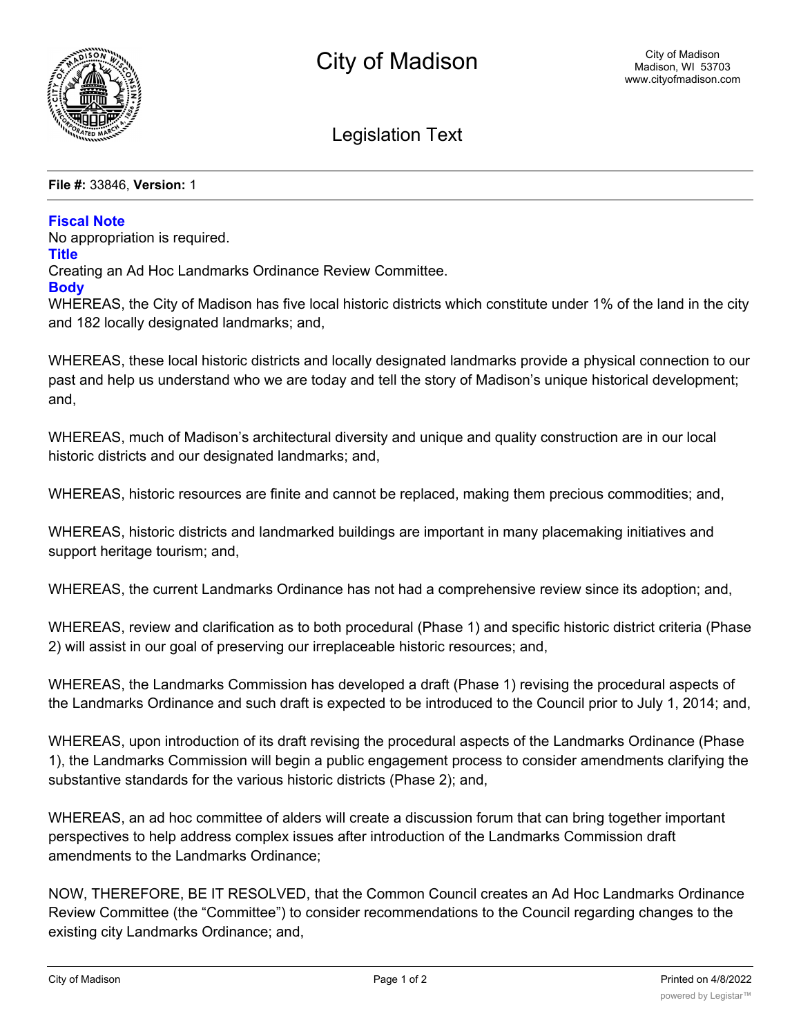# City of Madison

City of Madison
Madison, WI 53703
www.cityofmadison.com

## Legislation Text

**File #:** 33846, **Version:** 1

### Fiscal Note

No appropriation is required.

### Title

Creating an Ad Hoc Landmarks Ordinance Review Committee.

### Body

WHEREAS, the City of Madison has five local historic districts which constitute under 1% of the land in the city and 182 locally designated landmarks; and,

WHEREAS, these local historic districts and locally designated landmarks provide a physical connection to our past and help us understand who we are today and tell the story of Madison's unique historical development; and,

WHEREAS, much of Madison's architectural diversity and unique and quality construction are in our local historic districts and our designated landmarks; and,

WHEREAS, historic resources are finite and cannot be replaced, making them precious commodities; and,

WHEREAS, historic districts and landmarked buildings are important in many placemaking initiatives and support heritage tourism; and,

WHEREAS, the current Landmarks Ordinance has not had a comprehensive review since its adoption; and,

WHEREAS, review and clarification as to both procedural (Phase 1) and specific historic district criteria (Phase 2) will assist in our goal of preserving our irreplaceable historic resources; and,

WHEREAS, the Landmarks Commission has developed a draft (Phase 1) revising the procedural aspects of the Landmarks Ordinance and such draft is expected to be introduced to the Council prior to July 1, 2014; and,

WHEREAS, upon introduction of its draft revising the procedural aspects of the Landmarks Ordinance (Phase 1), the Landmarks Commission will begin a public engagement process to consider amendments clarifying the substantive standards for the various historic districts (Phase 2); and,

WHEREAS, an ad hoc committee of alders will create a discussion forum that can bring together important perspectives to help address complex issues after introduction of the Landmarks Commission draft amendments to the Landmarks Ordinance;

NOW, THEREFORE, BE IT RESOLVED, that the Common Council creates an Ad Hoc Landmarks Ordinance Review Committee (the "Committee") to consider recommendations to the Council regarding changes to the existing city Landmarks Ordinance; and,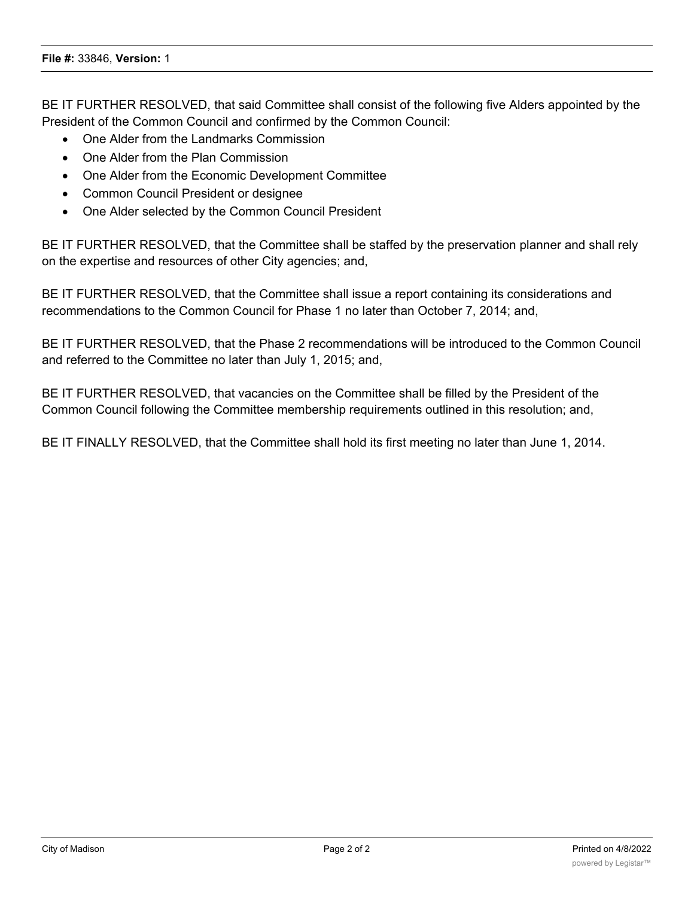BE IT FURTHER RESOLVED, that said Committee shall consist of the following five Alders appointed by the President of the Common Council and confirmed by the Common Council:

- One Alder from the Landmarks Commission
- One Alder from the Plan Commission
- One Alder from the Economic Development Committee
- Common Council President or designee
- One Alder selected by the Common Council President

BE IT FURTHER RESOLVED, that the Committee shall be staffed by the preservation planner and shall rely on the expertise and resources of other City agencies; and,

BE IT FURTHER RESOLVED, that the Committee shall issue a report containing its considerations and recommendations to the Common Council for Phase 1 no later than October 7, 2014; and,

BE IT FURTHER RESOLVED, that the Phase 2 recommendations will be introduced to the Common Council and referred to the Committee no later than July 1, 2015; and,

BE IT FURTHER RESOLVED, that vacancies on the Committee shall be filled by the President of the Common Council following the Committee membership requirements outlined in this resolution; and,

BE IT FINALLY RESOLVED, that the Committee shall hold its first meeting no later than June 1, 2014.